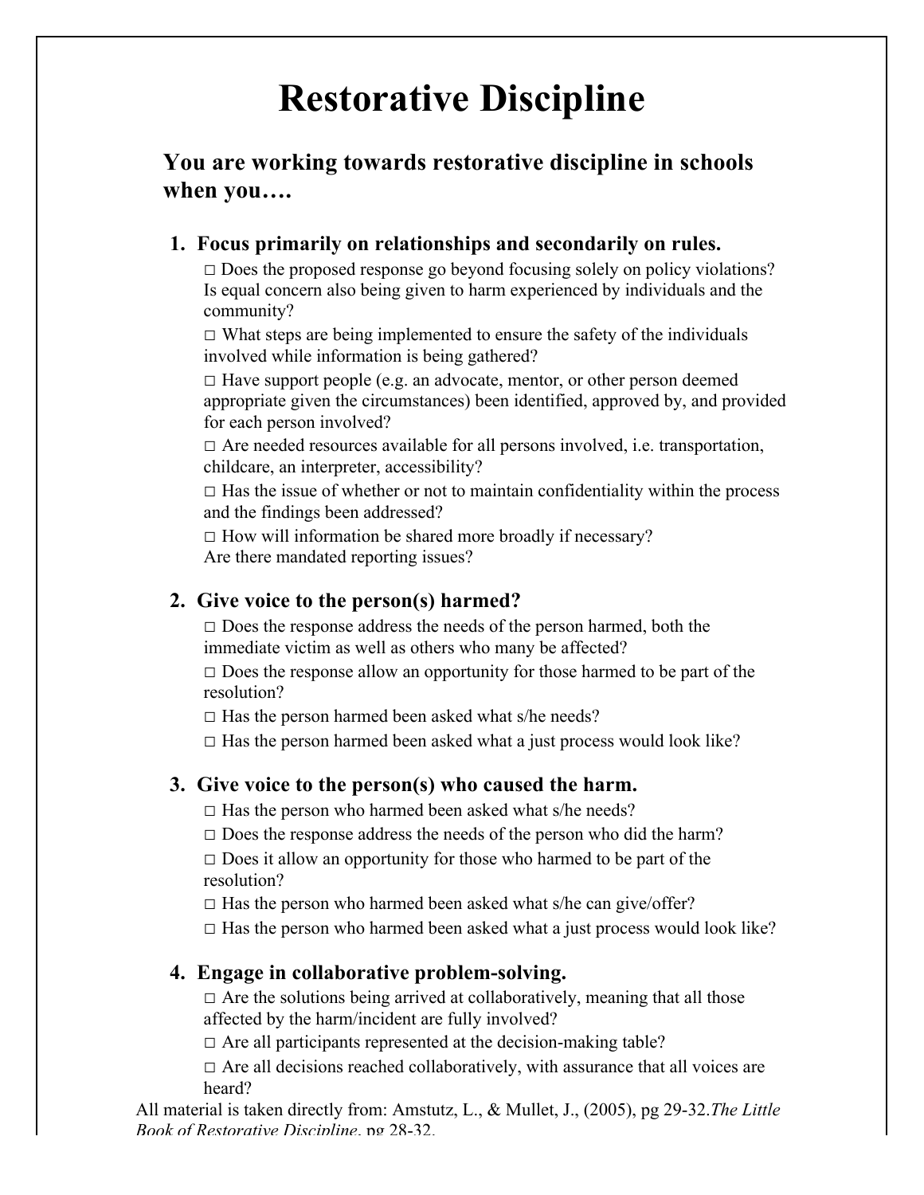# Restorative Discipline

### You are working towards restorative discipline in schools when you….

1. **Focus primarily on relationships and secondarily on rules.**

   □ Does the proposed response go beyond focusing solely on policy violations? Is equal concern also being given to harm experienced by individuals and the community?

   □ What steps are being implemented to ensure the safety of the individuals involved while information is being gathered?

   □ Have support people (e.g. an advocate, mentor, or other person deemed appropriate given the circumstances) been identified, approved by, and provided for each person involved?

   □ Are needed resources available for all persons involved, i.e. transportation, childcare, an interpreter, accessibility?

   □ Has the issue of whether or not to maintain confidentiality within the process and the findings been addressed?

   □ How will information be shared more broadly if necessary? Are there mandated reporting issues?

2. **Give voice to the person(s) harmed?**

   □ Does the response address the needs of the person harmed, both the immediate victim as well as others who many be affected?

   □ Does the response allow an opportunity for those harmed to be part of the resolution?

   □ Has the person harmed been asked what s/he needs?

   □ Has the person harmed been asked what a just process would look like?

3. **Give voice to the person(s) who caused the harm.**

   □ Has the person who harmed been asked what s/he needs?

   □ Does the response address the needs of the person who did the harm?

   □ Does it allow an opportunity for those who harmed to be part of the resolution?

   □ Has the person who harmed been asked what s/he can give/offer?

   □ Has the person who harmed been asked what a just process would look like?

4. **Engage in collaborative problem-solving.**

   □ Are the solutions being arrived at collaboratively, meaning that all those affected by the harm/incident are fully involved?

   □ Are all participants represented at the decision-making table?

   □ Are all decisions reached collaboratively, with assurance that all voices are heard?

All material is taken directly from: Amstutz, L., & Mullet, J., (2005), pg 29-32.*The Little Book of Restorative Discipline*, pg 28-32.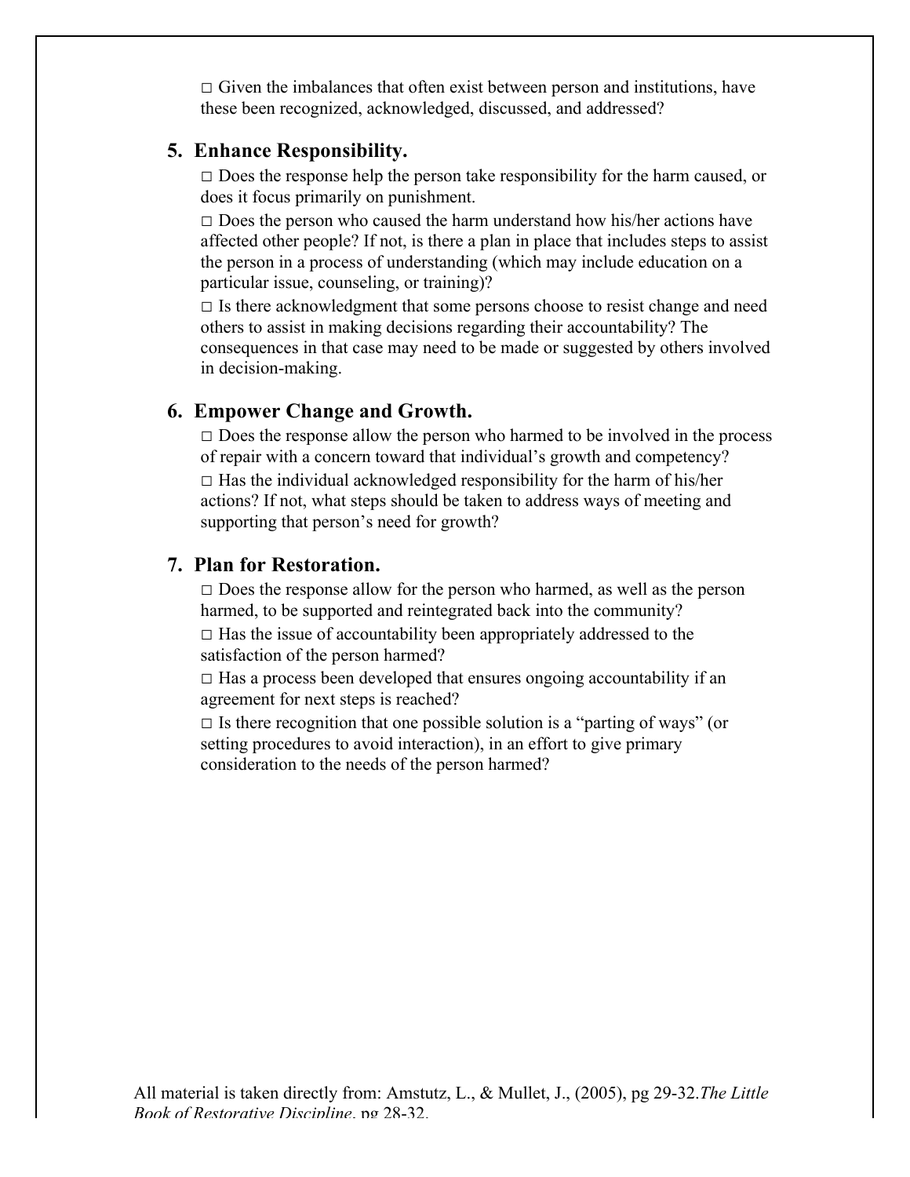□ Given the imbalances that often exist between person and institutions, have these been recognized, acknowledged, discussed, and addressed?

5. **Enhance Responsibility.**

   □ Does the response help the person take responsibility for the harm caused, or does it focus primarily on punishment.

   □ Does the person who caused the harm understand how his/her actions have affected other people? If not, is there a plan in place that includes steps to assist the person in a process of understanding (which may include education on a particular issue, counseling, or training)?

   □ Is there acknowledgment that some persons choose to resist change and need others to assist in making decisions regarding their accountability? The consequences in that case may need to be made or suggested by others involved in decision-making.

6. **Empower Change and Growth.**

   □ Does the response allow the person who harmed to be involved in the process of repair with a concern toward that individual's growth and competency?

   □ Has the individual acknowledged responsibility for the harm of his/her actions? If not, what steps should be taken to address ways of meeting and supporting that person's need for growth?

7. **Plan for Restoration.**

   □ Does the response allow for the person who harmed, as well as the person harmed, to be supported and reintegrated back into the community?

   □ Has the issue of accountability been appropriately addressed to the satisfaction of the person harmed?

   □ Has a process been developed that ensures ongoing accountability if an agreement for next steps is reached?

   □ Is there recognition that one possible solution is a "parting of ways" (or setting procedures to avoid interaction), in an effort to give primary consideration to the needs of the person harmed?

All material is taken directly from: Amstutz, L., & Mullet, J., (2005), pg 29-32.*The Little Book of Restorative Discipline*, pg 28-32.